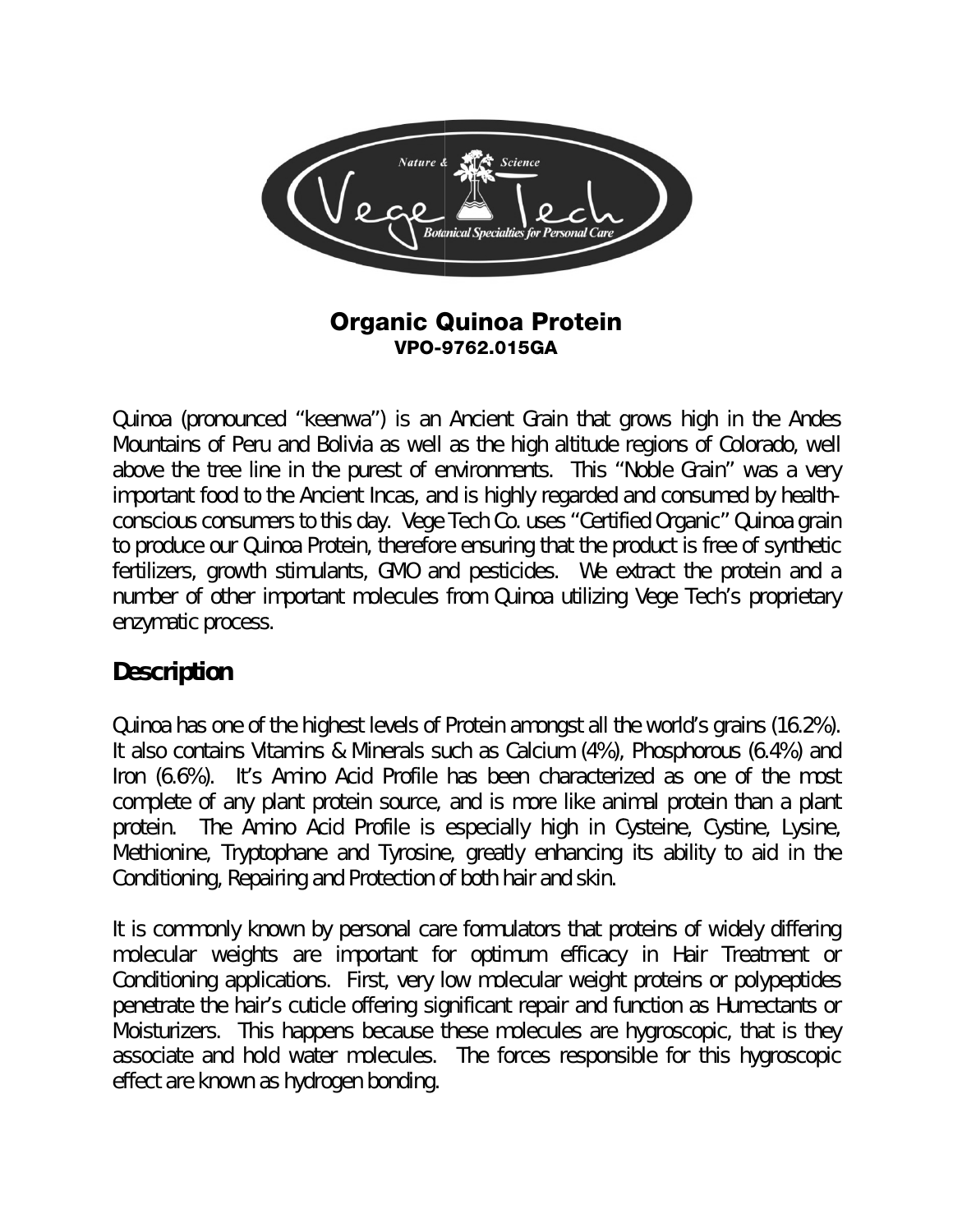# Organic Quinoa Protein

### VPO-9762.015GA

Quinoa (pronounced "keenwa") is an Ancient Grain that grows high in the Andes Mountains of Peru and Bolivia as well as the high altitude regions of Colorado, well above the tree line in the purest of environments. This "Noble Grain" was a very important food to the Ancient Incas, and is highly regarded and consumed by health-conscious consumers to this day. Vege Tech Co. uses "Certified Organic" Quinoa grain to produce our Quinoa Protein, therefore ensuring that the product is free of synthetic fertilizers, growth stimulants, GMO and pesticides. We extract the protein and a number of other important molecules from Quinoa utilizing Vege Tech's proprietary enzymatic process.

## Description

Quinoa has one of the highest levels of Protein amongst all the world's grains (16.2%). It also contains Vitamins & Minerals such as Calcium (4%), Phosphorous (6.4%) and Iron (6.6%). It's Amino Acid Profile has been characterized as one of the most complete of any plant protein source, and is more like animal protein than a plant protein. The Amino Acid Profile is especially high in Cysteine, Cystine, Lysine, Methionine, Tryptophane and Tyrosine, greatly enhancing its ability to aid in the Conditioning, Repairing and Protection of both hair and skin.

It is commonly known by personal care formulators that proteins of widely differing molecular weights are important for optimum efficacy in Hair Treatment or Conditioning applications. First, very low molecular weight proteins or polypeptides penetrate the hair's cuticle offering significant repair and function as Humectants or Moisturizers. This happens because these molecules are hygroscopic, that is they associate and hold water molecules. The forces responsible for this hygroscopic effect are known as hydrogen bonding.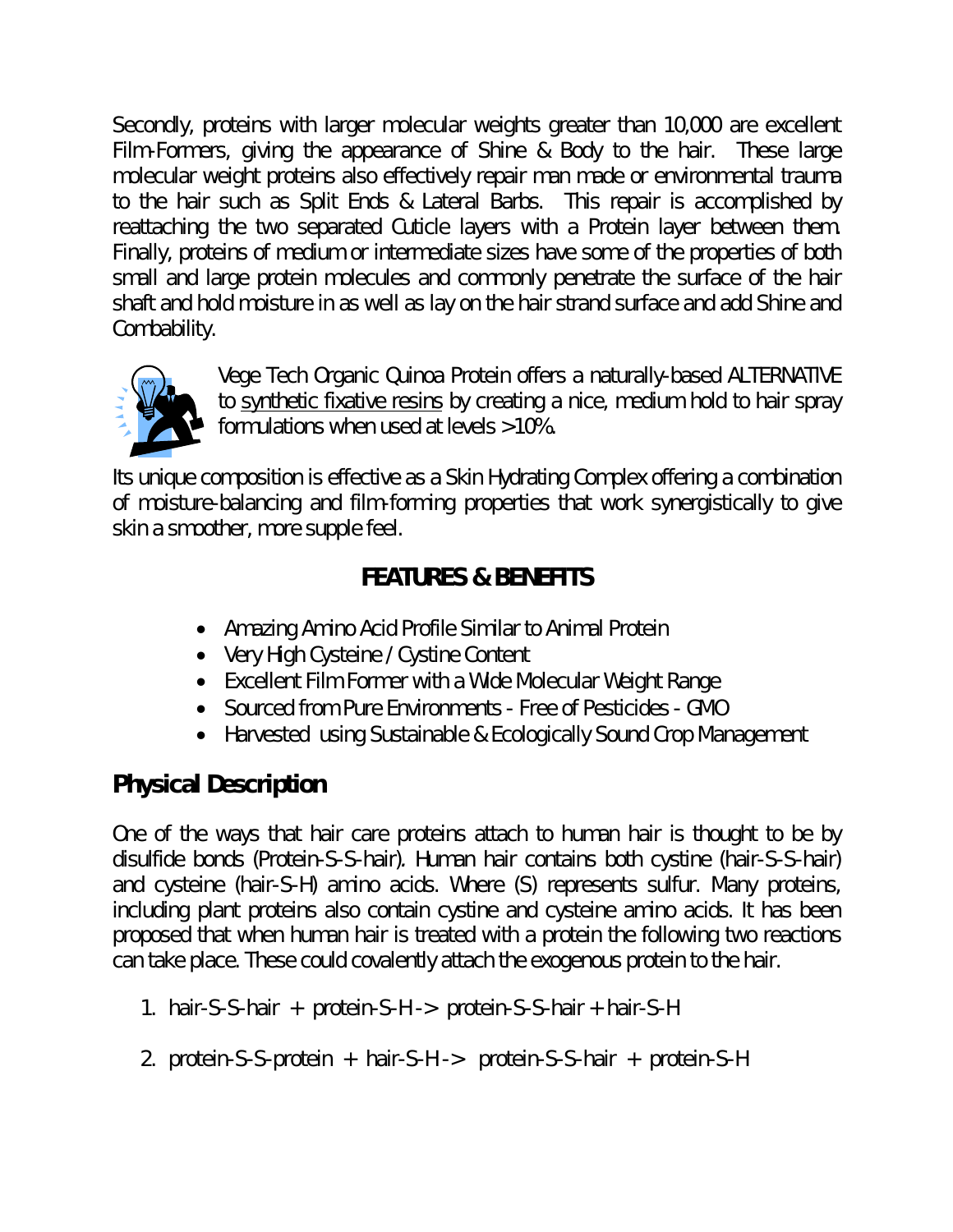Secondly, proteins with larger molecular weights greater than 10,000 are excellent Film-Formers, giving the appearance of Shine & Body to the hair. These large molecular weight proteins also effectively repair man made or environmental trauma to the hair such as Split Ends & Lateral Barbs. This repair is accomplished by reattaching the two separated Cuticle layers with a Protein layer between them. Finally, proteins of medium or intermediate sizes have some of the properties of both small and large protein molecules and commonly penetrate the surface of the hair shaft and hold moisture in as well as lay on the hair strand surface and add Shine and Combability.

Vege Tech Organic Quinoa Protein offers a naturally-based ALTERNATIVE to synthetic fixative resins by creating a nice, medium hold to hair spray formulations when used at levels >10%.

Its unique composition is effective as a Skin Hydrating Complex offering a combination of moisture-balancing and film-forming properties that work synergistically to give skin a smoother, more supple feel.

## FEATURES & BENEFITS

- Amazing Amino Acid Profile Similar to Animal Protein
- Very High Cysteine / Cystine Content
- Excellent Film Former with a Wide Molecular Weight Range
- Sourced from Pure Environments - Free of Pesticides - GMO
- Harvested using Sustainable & Ecologically Sound Crop Management

## Physical Description

One of the ways that hair care proteins attach to human hair is thought to be by disulfide bonds (Protein-S-S-hair). Human hair contains both cystine (hair-S-S-hair) and cysteine (hair-S-H) amino acids. Where (S) represents sulfur. Many proteins, including plant proteins also contain cystine and cysteine amino acids. It has been proposed that when human hair is treated with a protein the following two reactions can take place. These could covalently attach the exogenous protein to the hair.

1. hair-S-S-hair + protein-S-H -> protein-S-S-hair + hair-S-H
2. protein-S-S-protein + hair-S-H -> protein-S-S-hair + protein-S-H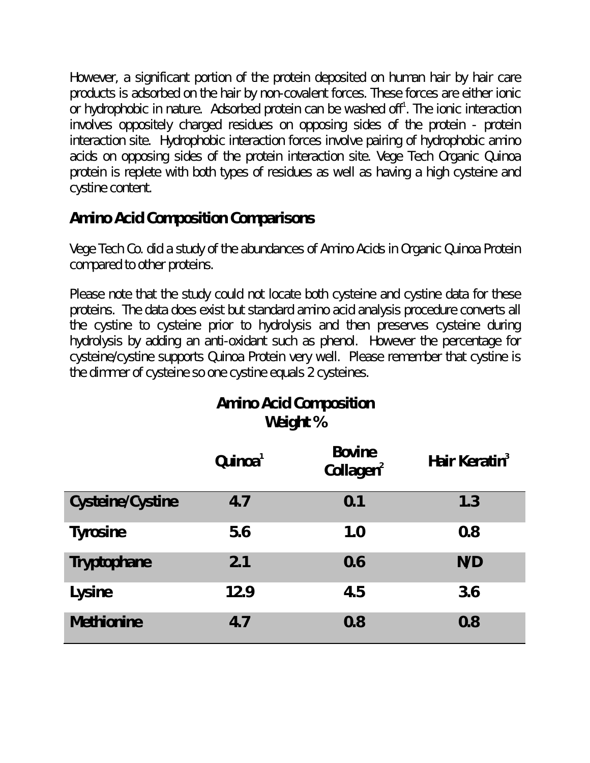However, a significant portion of the protein deposited on human hair by hair care products is adsorbed on the hair by non-covalent forces. These forces are either ionic or hydrophobic in nature. Adsorbed protein can be washed off[1]. The ionic interaction involves oppositely charged residues on opposing sides of the protein - protein interaction site. Hydrophobic interaction forces involve pairing of hydrophobic amino acids on opposing sides of the protein interaction site. Vege Tech Organic Quinoa protein is replete with both types of residues as well as having a high cysteine and cystine content.

## Amino Acid Composition Comparisons

Vege Tech Co. did a study of the abundances of Amino Acids in Organic Quinoa Protein compared to other proteins.

Please note that the study could not locate both cysteine and cystine data for these proteins. The data does exist but standard amino acid analysis procedure converts all the cystine to cysteine prior to hydrolysis and then preserves cysteine during hydrolysis by adding an anti-oxidant such as phenol. However the percentage for cysteine/cystine supports Quinoa Protein very well. Please remember that cystine is the dimmer of cysteine so one cystine equals 2 cysteines.

**Amino Acid Composition**
**Weight %**

| | Quinoa[1] | Bovine Collagen[2] | Hair Keratin[3] |
|---|---|---|---|
| **Cysteine/Cystine** | 4.7 | 0.1 | 1.3 |
| **Tyrosine** | 5.6 | 1.0 | 0.8 |
| **Tryptophane** | 2.1 | 0.6 | N/D |
| **Lysine** | 12.9 | 4.5 | 3.6 |
| **Methionine** | 4.7 | 0.8 | 0.8 |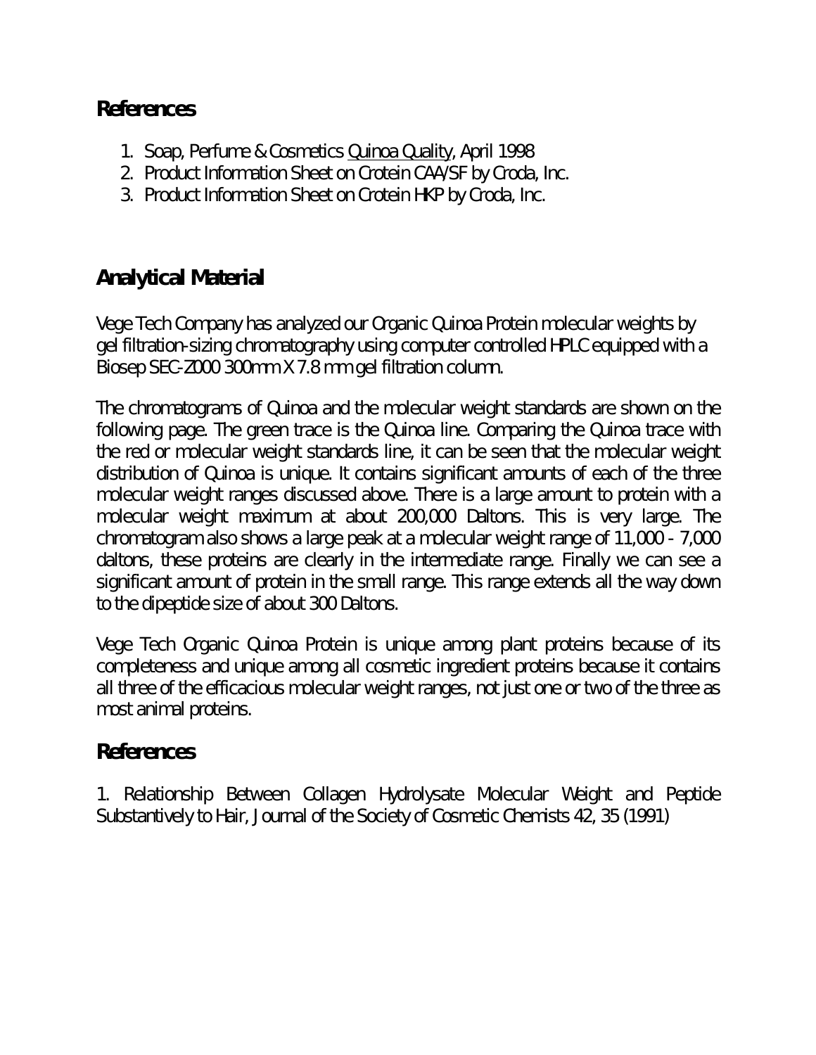## References

1. Soap, Perfume & Cosmetics Quinoa Quality, April 1998
2. Product Information Sheet on Crotein CAA/SF by Croda, Inc.
3. Product Information Sheet on Crotein HKP by Croda, Inc.

## Analytical Material

Vege Tech Company has analyzed our Organic Quinoa Protein molecular weights by gel filtration-sizing chromatography using computer controlled HPLC equipped with a Biosep SEC-Z000 300mm X 7.8 mm gel filtration column.

The chromatograms of Quinoa and the molecular weight standards are shown on the following page. The green trace is the Quinoa line. Comparing the Quinoa trace with the red or molecular weight standards line, it can be seen that the molecular weight distribution of Quinoa is unique. It contains significant amounts of each of the three molecular weight ranges discussed above. There is a large amount to protein with a molecular weight maximum at about 200,000 Daltons. This is very large. The chromatogram also shows a large peak at a molecular weight range of 11,000 - 7,000 daltons, these proteins are clearly in the intermediate range. Finally we can see a significant amount of protein in the small range. This range extends all the way down to the dipeptide size of about 300 Daltons.

Vege Tech Organic Quinoa Protein is unique among plant proteins because of its completeness and unique among all cosmetic ingredient proteins because it contains all three of the efficacious molecular weight ranges, not just one or two of the three as most animal proteins.

## References

1. Relationship Between Collagen Hydrolysate Molecular Weight and Peptide Substantively to Hair, Journal of the Society of Cosmetic Chemists 42, 35 (1991)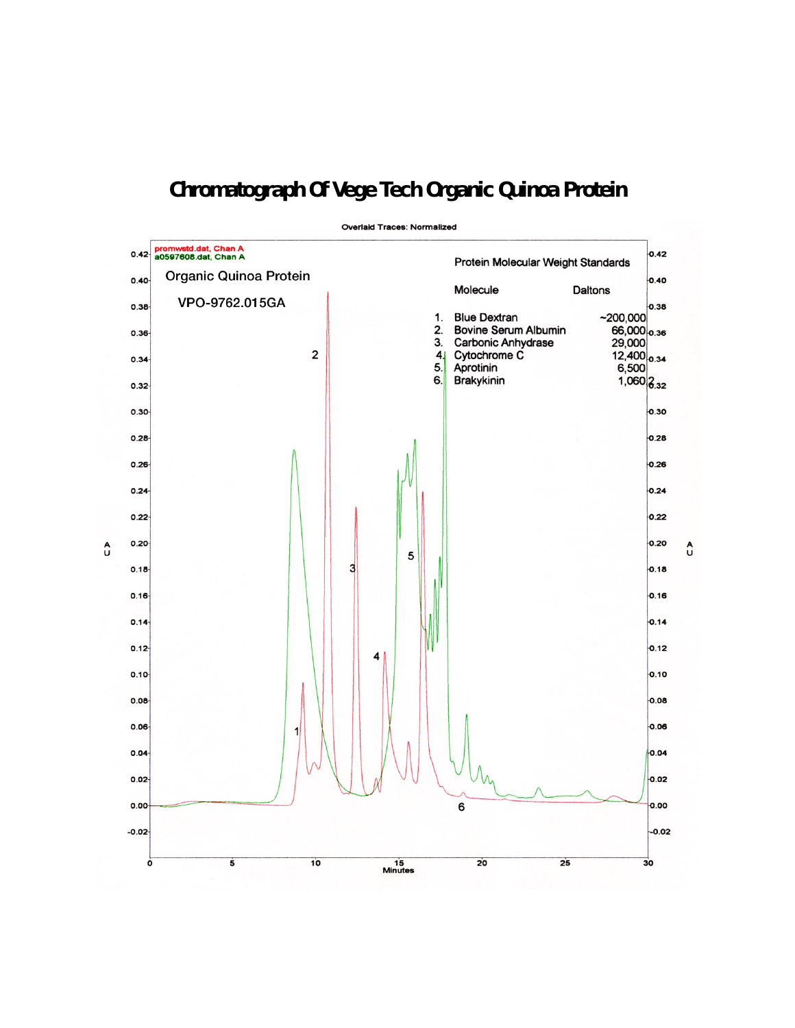# Chromatograph Of Vege Tech Organic Quinoa Protein

Overlaid Traces: Normalized

promwstd.dat, Chan A
a0597608.dat, Chan A

Organic Quinoa Protein

VPO-9762.015GA

Protein Molecular Weight Standards

| | Molecule | Daltons |
|---|---|---|
| 1. | Blue Dextran | ~200,000 |
| 2. | Bovine Serum Albumin | 66,000 |
| 3. | Carbonic Anhydrase | 29,000 |
| 4. | Cytochrome C | 12,400 |
| 5. | Aprotinin | 6,500 |
| 6. | Brakykinin | 1,060 |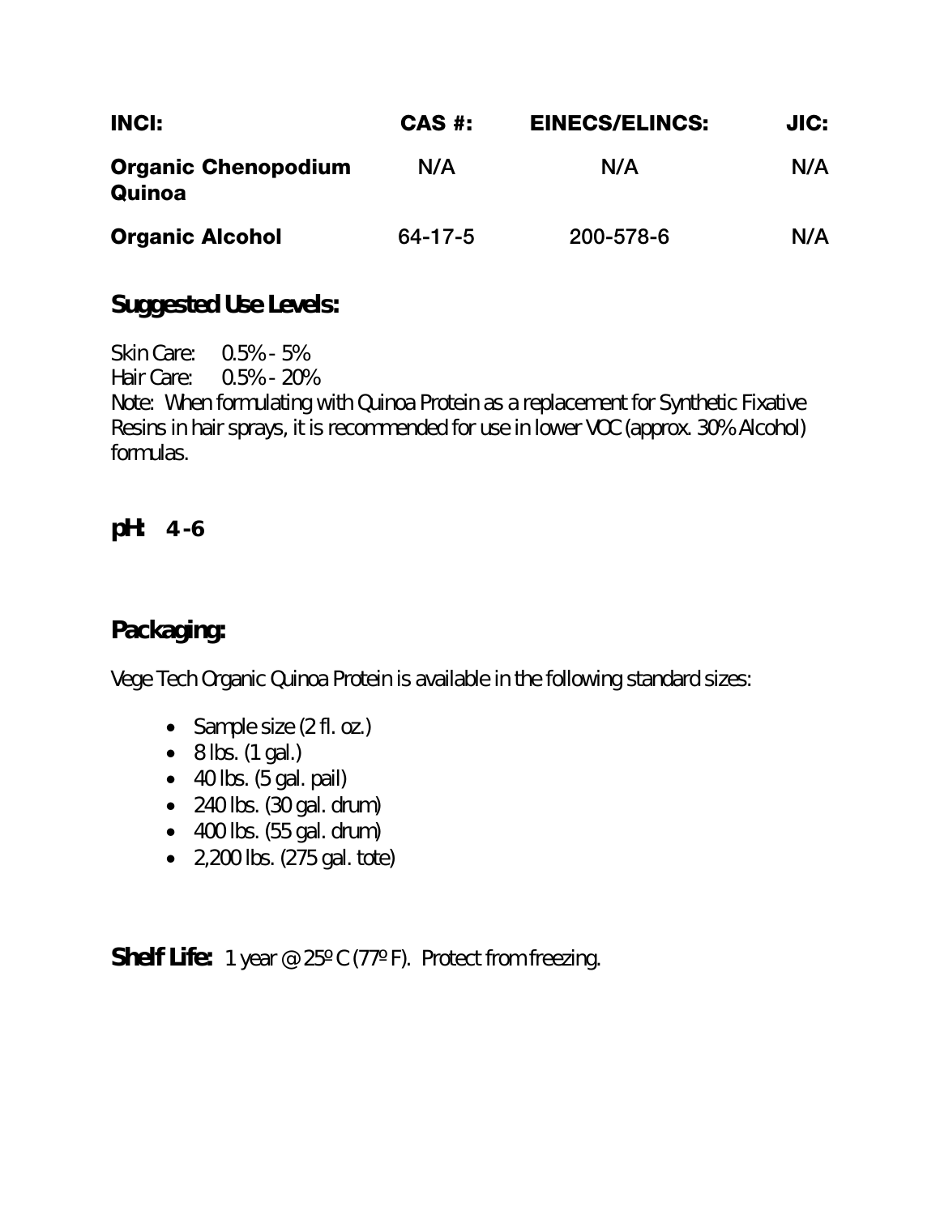| INCI: | CAS #: | EINECS/ELINCS: | JIC: |
|---|---|---|---|
| **Organic Chenopodium Quinoa** | N/A | N/A | N/A |
| **Organic Alcohol** | 64-17-5 | 200-578-6 | N/A |

## Suggested Use Levels:

Skin Care: 0.5% - 5%
Hair Care: 0.5% - 20%
Note: When formulating with Quinoa Protein as a replacement for Synthetic Fixative Resins in hair sprays, it is recommended for use in lower VOC (approx. 30% Alcohol) formulas.

**pH: 4 - 6**

## Packaging:

Vege Tech Organic Quinoa Protein is available in the following standard sizes:

- Sample size (2 fl. oz.)
- 8 lbs. (1 gal.)
- 40 lbs. (5 gal. pail)
- 240 lbs. (30 gal. drum)
- 400 lbs. (55 gal. drum)
- 2,200 lbs. (275 gal. tote)

**Shelf Life:** 1 year @ 25º C (77º F). Protect from freezing.